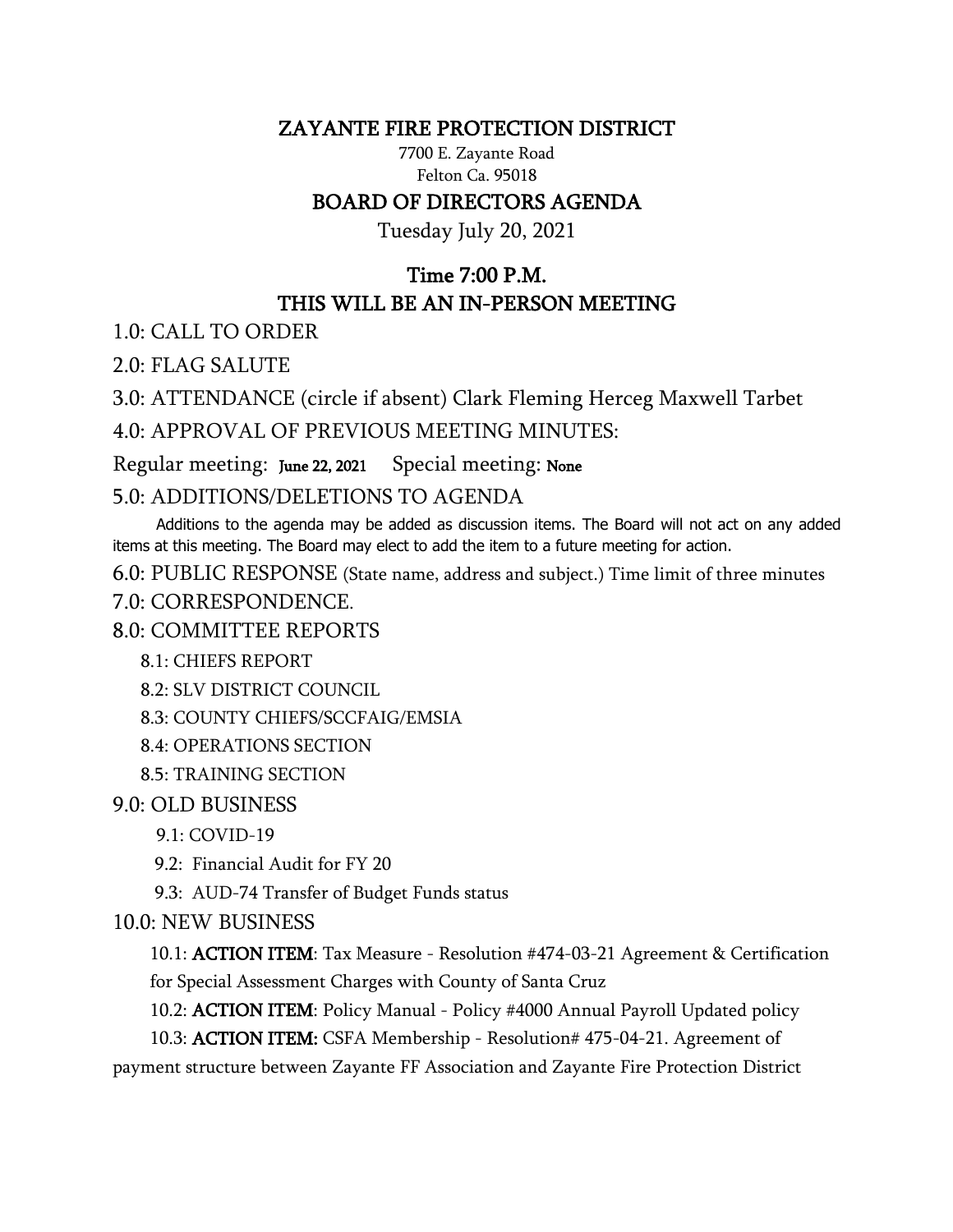# ZAYANTE FIRE PROTECTION DISTRICT

7700 E. Zayante Road
Felton Ca. 95018

## BOARD OF DIRECTORS AGENDA

Tuesday July 20, 2021

## Time 7:00 P.M.
## THIS WILL BE AN IN-PERSON MEETING

1.0: CALL TO ORDER

2.0: FLAG SALUTE

3.0: ATTENDANCE (circle if absent) Clark Fleming Herceg Maxwell Tarbet

4.0: APPROVAL OF PREVIOUS MEETING MINUTES:

Regular meeting: June 22, 2021    Special meeting: None

5.0: ADDITIONS/DELETIONS TO AGENDA

Additions to the agenda may be added as discussion items. The Board will not act on any added items at this meeting. The Board may elect to add the item to a future meeting for action.

6.0: PUBLIC RESPONSE (State name, address and subject.) Time limit of three minutes

7.0: CORRESPONDENCE.

8.0: COMMITTEE REPORTS

- 8.1: CHIEFS REPORT
- 8.2: SLV DISTRICT COUNCIL
- 8.3: COUNTY CHIEFS/SCCFAIG/EMSIA
- 8.4: OPERATIONS SECTION
- 8.5: TRAINING SECTION

9.0: OLD BUSINESS

- 9.1: COVID-19
- 9.2: Financial Audit for FY 20
- 9.3: AUD-74 Transfer of Budget Funds status

10.0: NEW BUSINESS

- 10.1: **ACTION ITEM**: Tax Measure - Resolution #474-03-21 Agreement & Certification for Special Assessment Charges with County of Santa Cruz
- 10.2: **ACTION ITEM**: Policy Manual - Policy #4000 Annual Payroll Updated policy
- 10.3: **ACTION ITEM:** CSFA Membership - Resolution# 475-04-21. Agreement of payment structure between Zayante FF Association and Zayante Fire Protection District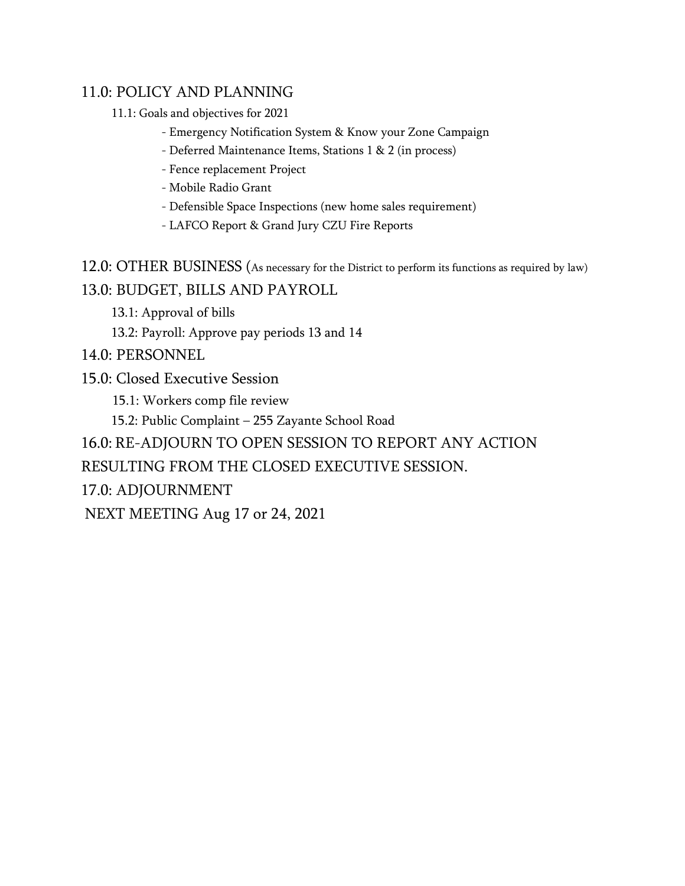## 11.0: POLICY AND PLANNING

11.1: Goals and objectives for 2021

- Emergency Notification System & Know your Zone Campaign
- Deferred Maintenance Items, Stations 1 & 2 (in process)
- Fence replacement Project
- Mobile Radio Grant
- Defensible Space Inspections (new home sales requirement)
- LAFCO Report & Grand Jury CZU Fire Reports

## 12.0: OTHER BUSINESS (As necessary for the District to perform its functions as required by law)

## 13.0: BUDGET, BILLS AND PAYROLL

13.1: Approval of bills

13.2: Payroll: Approve pay periods 13 and 14

## 14.0: PERSONNEL

## 15.0: Closed Executive Session

15.1: Workers comp file review

15.2: Public Complaint – 255 Zayante School Road

## 16.0: RE-ADJOURN TO OPEN SESSION TO REPORT ANY ACTION RESULTING FROM THE CLOSED EXECUTIVE SESSION.

## 17.0: ADJOURNMENT

NEXT MEETING Aug 17 or 24, 2021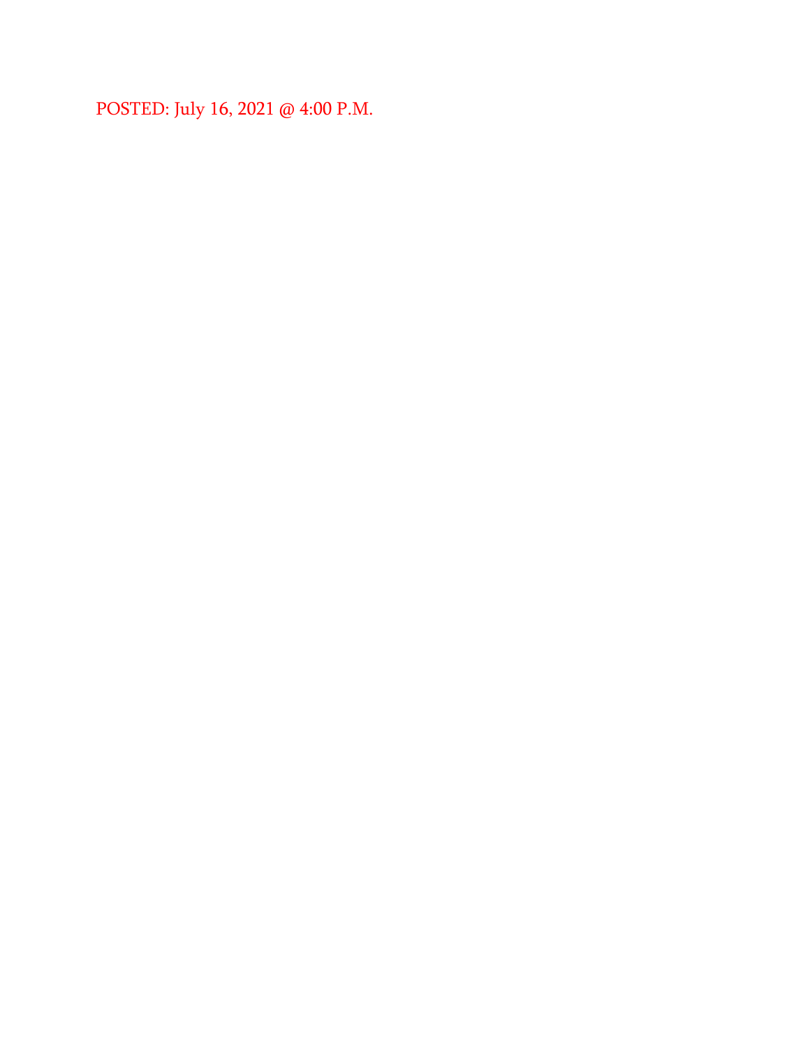POSTED: July 16, 2021 @ 4:00 P.M.